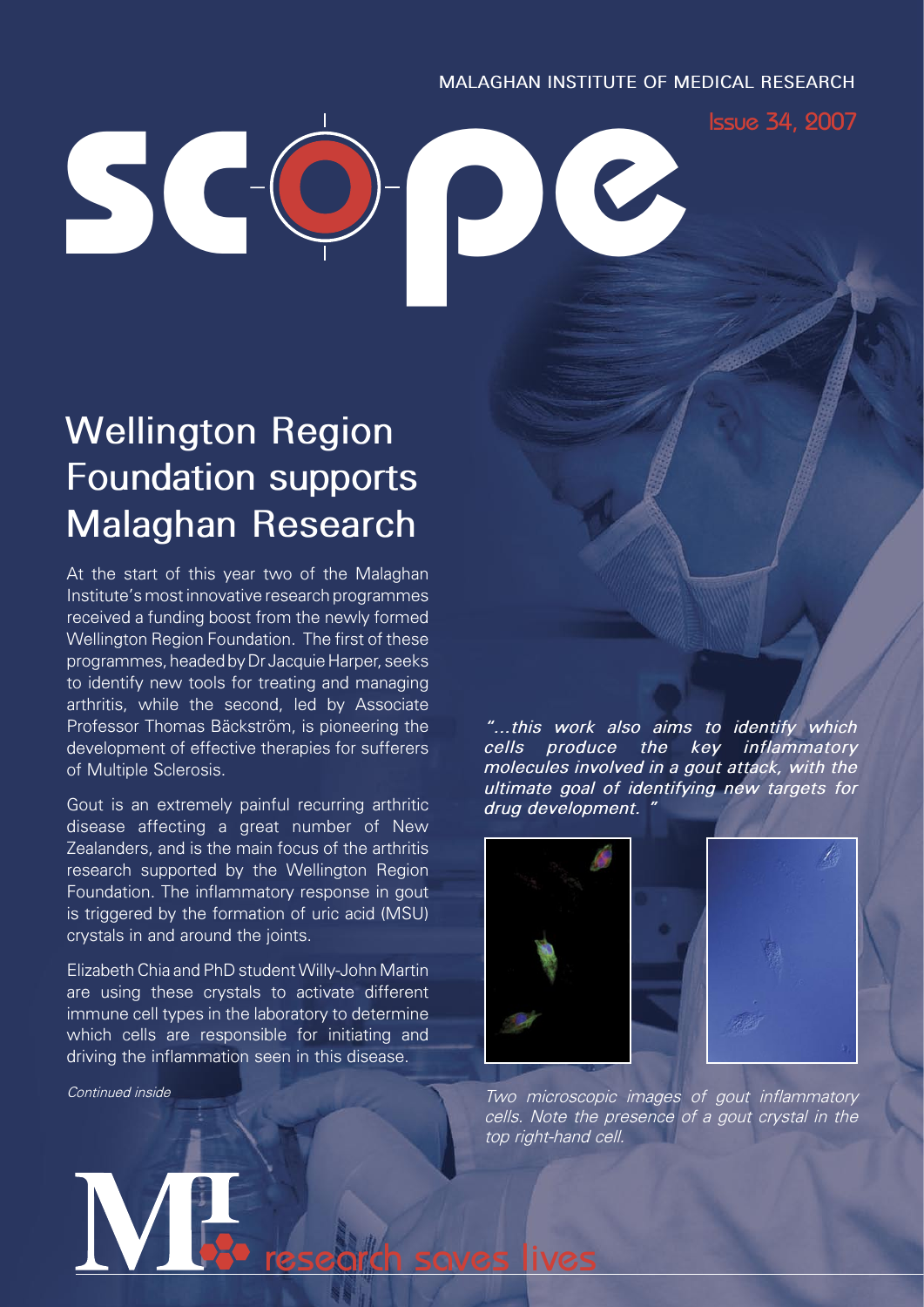MALAGHAN INSTITUTE OF MEDICAL RESEARCH

# scope

Issue 34, 2007

## Wellington Region Foundation supports Malaghan Research

At the start of this year two of the Malaghan Institute's most innovative research programmes received a funding boost from the newly formed Wellington Region Foundation. The first of these programmes, headed by Dr Jacquie Harper, seeks to identify new tools for treating and managing arthritis, while the second, led by Associate Professor Thomas Bäckström, is pioneering the development of effective therapies for sufferers of Multiple Sclerosis.

Gout is an extremely painful recurring arthritic disease affecting a great number of New Zealanders, and is the main focus of the arthritis research supported by the Wellington Region Foundation. The inflammatory response in gout is triggered by the formation of uric acid (MSU) crystals in and around the joints.

Elizabeth Chia and PhD student Willy-John Martin are using these crystals to activate different immune cell types in the laboratory to determine which cells are responsible for initiating and driving the inflammation seen in this disease.

*Continued inside*

*"...this work also aims to identify which cells produce the key inflammatory molecules involved in a gout attack, with the ultimate goal of identifying new targets for drug development."*

*Two microscopic images of gout inflammatory cells. Note the presence of a gout crystal in the top right-hand cell.*

research saves lives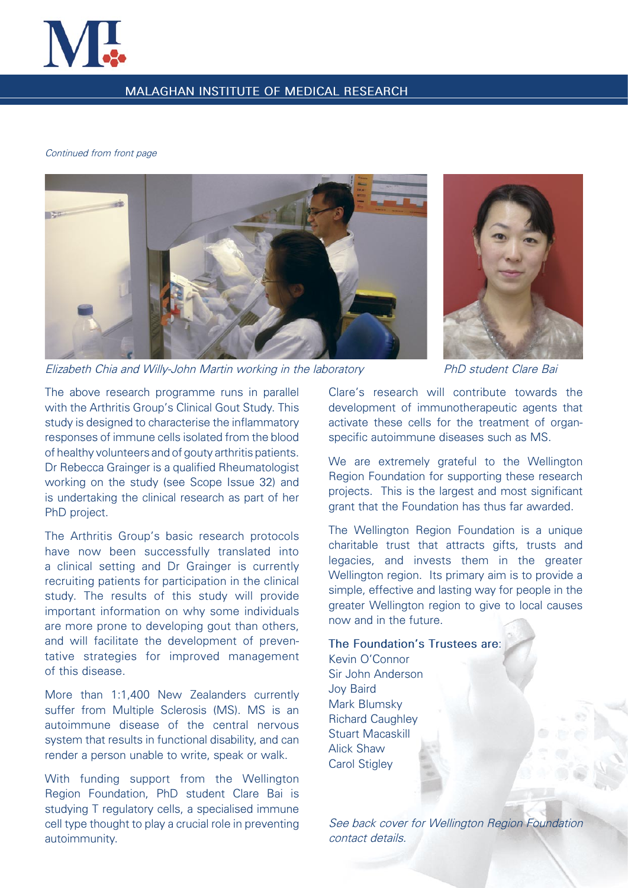*Continued from front page*

*Elizabeth Chia and Willy-John Martin working in the laboratory*

*PhD student Clare Bai*

The above research programme runs in parallel with the Arthritis Group's Clinical Gout Study. This study is designed to characterise the inflammatory responses of immune cells isolated from the blood of healthy volunteers and of gouty arthritis patients. Dr Rebecca Grainger is a qualified Rheumatologist working on the study (see Scope Issue 32) and is undertaking the clinical research as part of her PhD project.

The Arthritis Group's basic research protocols have now been successfully translated into a clinical setting and Dr Grainger is currently recruiting patients for participation in the clinical study. The results of this study will provide important information on why some individuals are more prone to developing gout than others, and will facilitate the development of preventative strategies for improved management of this disease.

More than 1:1,400 New Zealanders currently suffer from Multiple Sclerosis (MS). MS is an autoimmune disease of the central nervous system that results in functional disability, and can render a person unable to write, speak or walk.

With funding support from the Wellington Region Foundation, PhD student Clare Bai is studying T regulatory cells, a specialised immune cell type thought to play a crucial role in preventing autoimmunity.

Clare's research will contribute towards the development of immunotherapeutic agents that activate these cells for the treatment of organ-specific autoimmune diseases such as MS.

We are extremely grateful to the Wellington Region Foundation for supporting these research projects. This is the largest and most significant grant that the Foundation has thus far awarded.

The Wellington Region Foundation is a unique charitable trust that attracts gifts, trusts and legacies, and invests them in the greater Wellington region. Its primary aim is to provide a simple, effective and lasting way for people in the greater Wellington region to give to local causes now and in the future.

The Foundation's Trustees are:

Kevin O'Connor
Sir John Anderson
Joy Baird
Mark Blumsky
Richard Caughley
Stuart Macaskill
Alick Shaw
Carol Stigley

*See back cover for Wellington Region Foundation contact details.*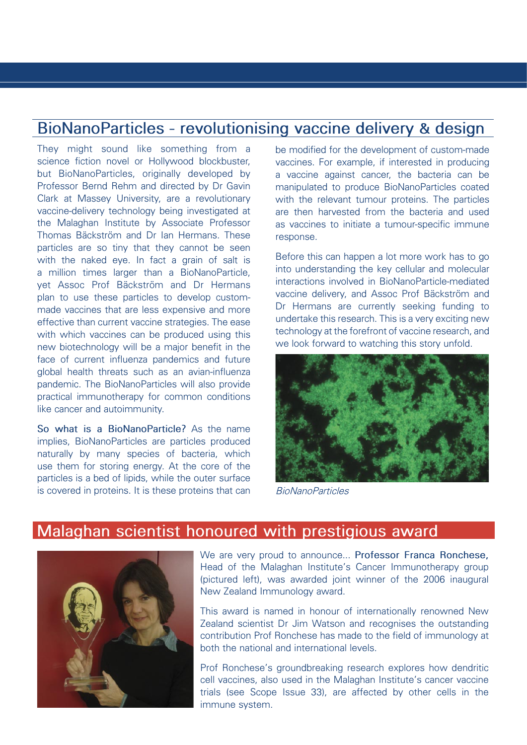## BioNanoParticles - revolutionising vaccine delivery & design

They might sound like something from a science fiction novel or Hollywood blockbuster, but BioNanoParticles, originally developed by Professor Bernd Rehm and directed by Dr Gavin Clark at Massey University, are a revolutionary vaccine-delivery technology being investigated at the Malaghan Institute by Associate Professor Thomas Bäckström and Dr Ian Hermans. These particles are so tiny that they cannot be seen with the naked eye. In fact a grain of salt is a million times larger than a BioNanoParticle, yet Assoc Prof Bäckström and Dr Hermans plan to use these particles to develop custom-made vaccines that are less expensive and more effective than current vaccine strategies. The ease with which vaccines can be produced using this new biotechnology will be a major benefit in the face of current influenza pandemics and future global health threats such as an avian-influenza pandemic. The BioNanoParticles will also provide practical immunotherapy for common conditions like cancer and autoimmunity.

So what is a BioNanoParticle? As the name implies, BioNanoParticles are particles produced naturally by many species of bacteria, which use them for storing energy. At the core of the particles is a bed of lipids, while the outer surface is covered in proteins. It is these proteins that can be modified for the development of custom-made vaccines. For example, if interested in producing a vaccine against cancer, the bacteria can be manipulated to produce BioNanoParticles coated with the relevant tumour proteins. The particles are then harvested from the bacteria and used as vaccines to initiate a tumour-specific immune response.

Before this can happen a lot more work has to go into understanding the key cellular and molecular interactions involved in BioNanoParticle-mediated vaccine delivery, and Assoc Prof Bäckström and Dr Hermans are currently seeking funding to undertake this research. This is a very exciting new technology at the forefront of vaccine research, and we look forward to watching this story unfold.

*BioNanoParticles*

## Malaghan scientist honoured with prestigious award

We are very proud to announce... **Professor Franca Ronchese,** Head of the Malaghan Institute's Cancer Immunotherapy group (pictured left), was awarded joint winner of the 2006 inaugural New Zealand Immunology award.

This award is named in honour of internationally renowned New Zealand scientist Dr Jim Watson and recognises the outstanding contribution Prof Ronchese has made to the field of immunology at both the national and international levels.

Prof Ronchese's groundbreaking research explores how dendritic cell vaccines, also used in the Malaghan Institute's cancer vaccine trials (see Scope Issue 33), are affected by other cells in the immune system.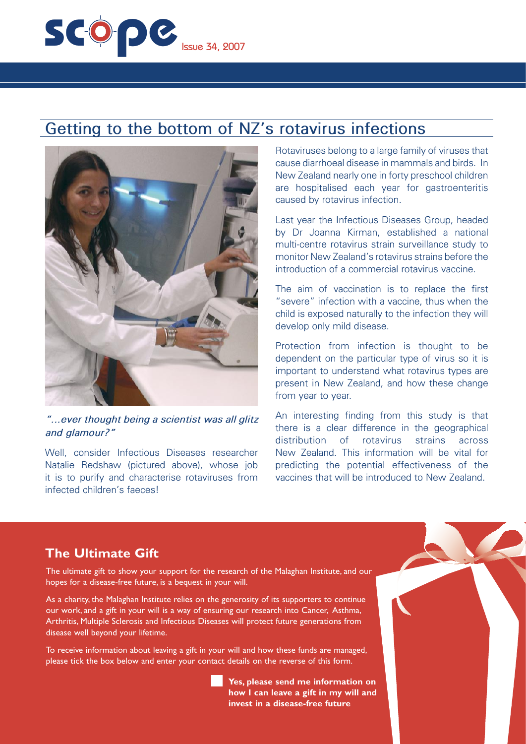## Getting to the bottom of NZ's rotavirus infections

*"...ever thought being a scientist was all glitz and glamour?"*

Well, consider Infectious Diseases researcher Natalie Redshaw (pictured above), whose job it is to purify and characterise rotaviruses from infected children's faeces!

Rotaviruses belong to a large family of viruses that cause diarrhoeal disease in mammals and birds. In New Zealand nearly one in forty preschool children are hospitalised each year for gastroenteritis caused by rotavirus infection.

Last year the Infectious Diseases Group, headed by Dr Joanna Kirman, established a national multi-centre rotavirus strain surveillance study to monitor New Zealand's rotavirus strains before the introduction of a commercial rotavirus vaccine.

The aim of vaccination is to replace the first "severe" infection with a vaccine, thus when the child is exposed naturally to the infection they will develop only mild disease.

Protection from infection is thought to be dependent on the particular type of virus so it is important to understand what rotavirus types are present in New Zealand, and how these change from year to year.

An interesting finding from this study is that there is a clear difference in the geographical distribution of rotavirus strains across New Zealand. This information will be vital for predicting the potential effectiveness of the vaccines that will be introduced to New Zealand.

## The Ultimate Gift

The ultimate gift to show your support for the research of the Malaghan Institute, and our hopes for a disease-free future, is a bequest in your will.

As a charity, the Malaghan Institute relies on the generosity of its supporters to continue our work, and a gift in your will is a way of ensuring our research into Cancer, Asthma, Arthritis, Multiple Sclerosis and Infectious Diseases will protect future generations from disease well beyond your lifetime.

To receive information about leaving a gift in your will and how these funds are managed, please tick the box below and enter your contact details on the reverse of this form.

☐ **Yes, please send me information on how I can leave a gift in my will and invest in a disease-free future**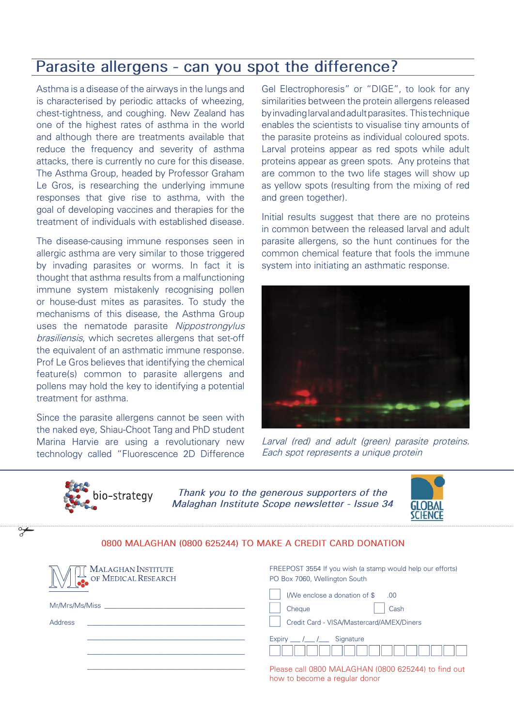# Parasite allergens - can you spot the difference?

Asthma is a disease of the airways in the lungs and is characterised by periodic attacks of wheezing, chest-tightness, and coughing. New Zealand has one of the highest rates of asthma in the world and although there are treatments available that reduce the frequency and severity of asthma attacks, there is currently no cure for this disease. The Asthma Group, headed by Professor Graham Le Gros, is researching the underlying immune responses that give rise to asthma, with the goal of developing vaccines and therapies for the treatment of individuals with established disease.

The disease-causing immune responses seen in allergic asthma are very similar to those triggered by invading parasites or worms. In fact it is thought that asthma results from a malfunctioning immune system mistakenly recognising pollen or house-dust mites as parasites. To study the mechanisms of this disease, the Asthma Group uses the nematode parasite *Nippostrongylus brasiliensis*, which secretes allergens that set-off the equivalent of an asthmatic immune response. Prof Le Gros believes that identifying the chemical feature(s) common to parasite allergens and pollens may hold the key to identifying a potential treatment for asthma.

Since the parasite allergens cannot be seen with the naked eye, Shiau-Choot Tang and PhD student Marina Harvie are using a revolutionary new technology called "Fluorescence 2D Difference Gel Electrophoresis" or "DIGE", to look for any similarities between the protein allergens released by invading larval and adult parasites. This technique enables the scientists to visualise tiny amounts of the parasite proteins as individual coloured spots. Larval proteins appear as red spots while adult proteins appear as green spots. Any proteins that are common to the two life stages will show up as yellow spots (resulting from the mixing of red and green together).

Initial results suggest that there are no proteins in common between the released larval and adult parasite allergens, so the hunt continues for the common chemical feature that fools the immune system into initiating an asthmatic response.

*Larval (red) and adult (green) parasite proteins. Each spot represents a unique protein*

bio-strategy

*Thank you to the generous supporters of the Malaghan Institute Scope newsletter - Issue 34*

GLOBAL SCIENCE

0800 MALAGHAN (0800 625244) TO MAKE A CREDIT CARD DONATION

MALAGHAN INSTITUTE OF MEDICAL RESEARCH

Mr/Mrs/Ms/Miss ______________________________

Address ______________________________

______________________________

______________________________

______________________________

FREEPOST 3554 If you wish (a stamp would help our efforts)
PO Box 7060, Wellington South

☐ I/We enclose a donation of $ .00

☐ Cheque ☐ Cash

☐ Credit Card - VISA/Mastercard/AMEX/Diners

Expiry ___ /___ /___ Signature

Please call 0800 MALAGHAN (0800 625244) to find out how to become a regular donor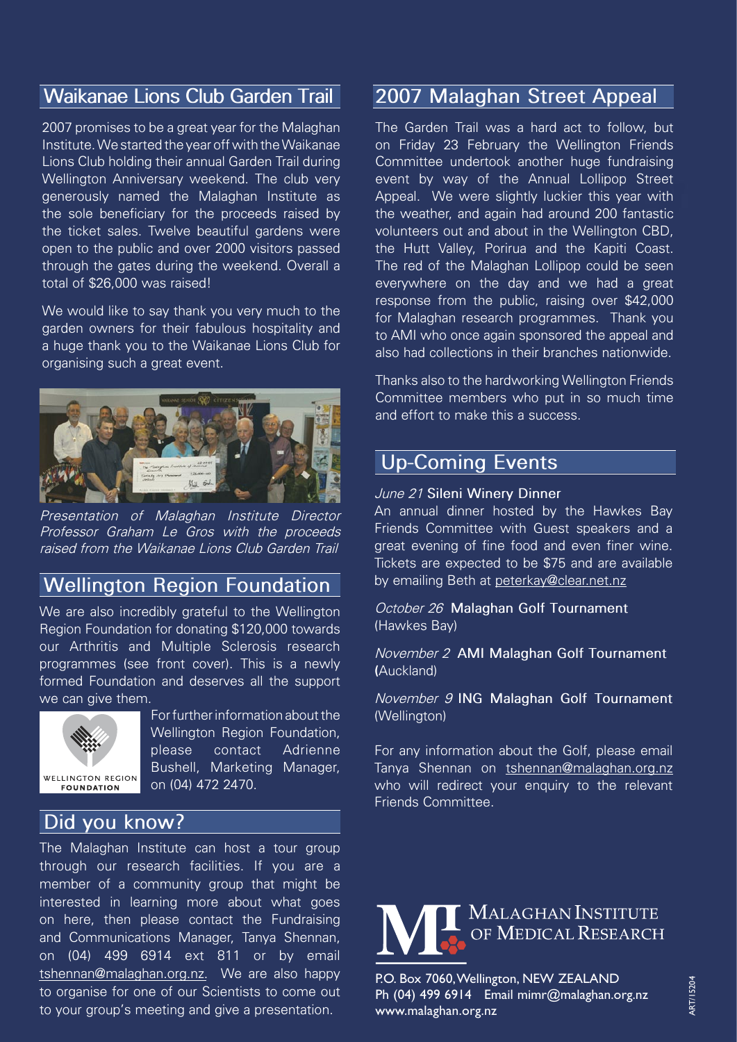## Waikanae Lions Club Garden Trail

2007 promises to be a great year for the Malaghan Institute. We started the year off with the Waikanae Lions Club holding their annual Garden Trail during Wellington Anniversary weekend. The club very generously named the Malaghan Institute as the sole beneficiary for the proceeds raised by the ticket sales. Twelve beautiful gardens were open to the public and over 2000 visitors passed through the gates during the weekend. Overall a total of $26,000 was raised!

We would like to say thank you very much to the garden owners for their fabulous hospitality and a huge thank you to the Waikanae Lions Club for organising such a great event.

*Presentation of Malaghan Institute Director Professor Graham Le Gros with the proceeds raised from the Waikanae Lions Club Garden Trail*

## Wellington Region Foundation

We are also incredibly grateful to the Wellington Region Foundation for donating $120,000 towards our Arthritis and Multiple Sclerosis research programmes (see front cover). This is a newly formed Foundation and deserves all the support we can give them.

WELLINGTON REGION FOUNDATION

For further information about the Wellington Region Foundation, please contact Adrienne Bushell, Marketing Manager, on (04) 472 2470.

## Did you know?

The Malaghan Institute can host a tour group through our research facilities. If you are a member of a community group that might be interested in learning more about what goes on here, then please contact the Fundraising and Communications Manager, Tanya Shennan, on (04) 499 6914 ext 811 or by email tshennan@malaghan.org.nz. We are also happy to organise for one of our Scientists to come out to your group's meeting and give a presentation.

## 2007 Malaghan Street Appeal

The Garden Trail was a hard act to follow, but on Friday 23 February the Wellington Friends Committee undertook another huge fundraising event by way of the Annual Lollipop Street Appeal. We were slightly luckier this year with the weather, and again had around 200 fantastic volunteers out and about in the Wellington CBD, the Hutt Valley, Porirua and the Kapiti Coast. The red of the Malaghan Lollipop could be seen everywhere on the day and we had a great response from the public, raising over $42,000 for Malaghan research programmes. Thank you to AMI who once again sponsored the appeal and also had collections in their branches nationwide.

Thanks also to the hardworking Wellington Friends Committee members who put in so much time and effort to make this a success.

## Up-Coming Events

*June 21* Sileni Winery Dinner
An annual dinner hosted by the Hawkes Bay Friends Committee with Guest speakers and a great evening of fine food and even finer wine. Tickets are expected to be $75 and are available by emailing Beth at peterkay@clear.net.nz

*October 26* Malaghan Golf Tournament (Hawkes Bay)

*November 2* AMI Malaghan Golf Tournament (Auckland)

*November 9* ING Malaghan Golf Tournament (Wellington)

For any information about the Golf, please email Tanya Shennan on tshennan@malaghan.org.nz who will redirect your enquiry to the relevant Friends Committee.

MALAGHAN INSTITUTE OF MEDICAL RESEARCH

P.O. Box 7060, Wellington, NEW ZEALAND
Ph (04) 499 6914 Email mimr@malaghan.org.nz
www.malaghan.org.nz

ART/15204